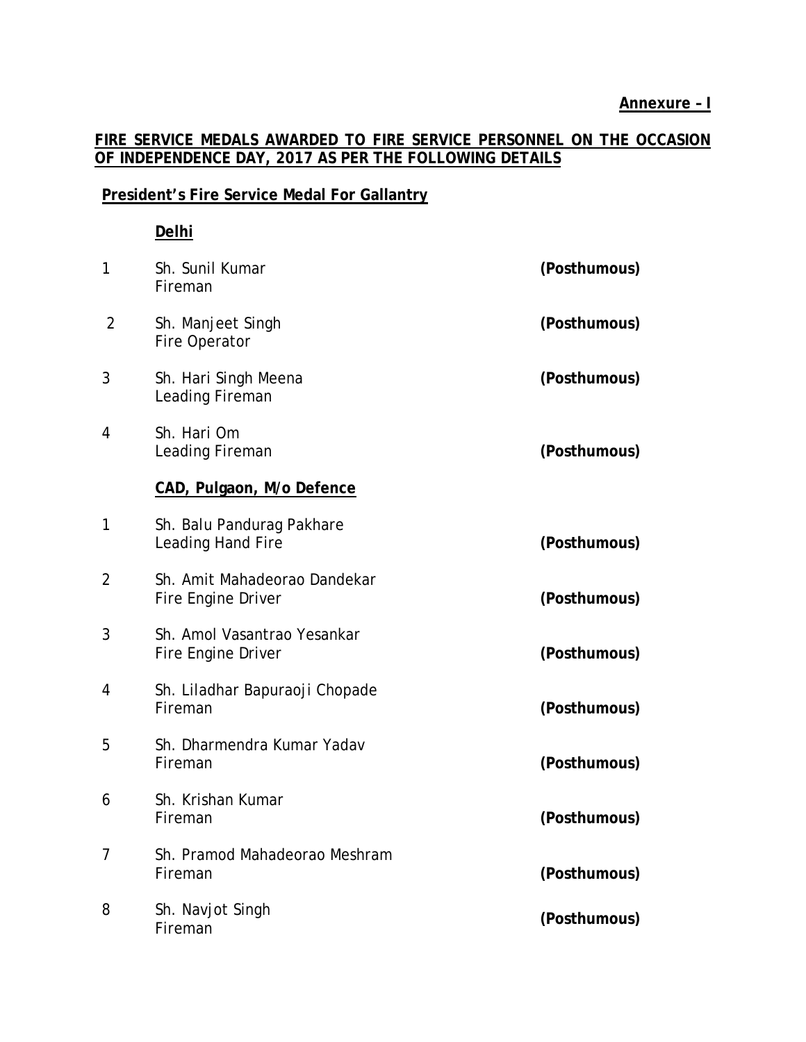**Annexure – I**

**FIRE SERVICE MEDALS AWARDED TO FIRE SERVICE PERSONNEL ON THE OCCASION OF INDEPENDENCE DAY, 2017 AS PER THE FOLLOWING DETAILS**

## President's Fire Service Medal For Gallantry

### Delhi

| | | |
|---|---|---|
| 1 | Sh. Sunil Kumar<br>Fireman | **(Posthumous)** |
| 2 | Sh. Manjeet Singh<br>Fire Operator | **(Posthumous)** |
| 3 | Sh. Hari Singh Meena<br>Leading Fireman | **(Posthumous)** |
| 4 | Sh. Hari Om<br>Leading Fireman | **(Posthumous)** |

### CAD, Pulgaon, M/o Defence

| | | |
|---|---|---|
| 1 | Sh. Balu Pandurag Pakhare<br>Leading Hand Fire | **(Posthumous)** |
| 2 | Sh. Amit Mahadeorao Dandekar<br>Fire Engine Driver | **(Posthumous)** |
| 3 | Sh. Amol Vasantrao Yesankar<br>Fire Engine Driver | **(Posthumous)** |
| 4 | Sh. Liladhar Bapuraoji Chopade<br>Fireman | **(Posthumous)** |
| 5 | Sh. Dharmendra Kumar Yadav<br>Fireman | **(Posthumous)** |
| 6 | Sh. Krishan Kumar<br>Fireman | **(Posthumous)** |
| 7 | Sh. Pramod Mahadeorao Meshram<br>Fireman | **(Posthumous)** |
| 8 | Sh. Navjot Singh<br>Fireman | **(Posthumous)** |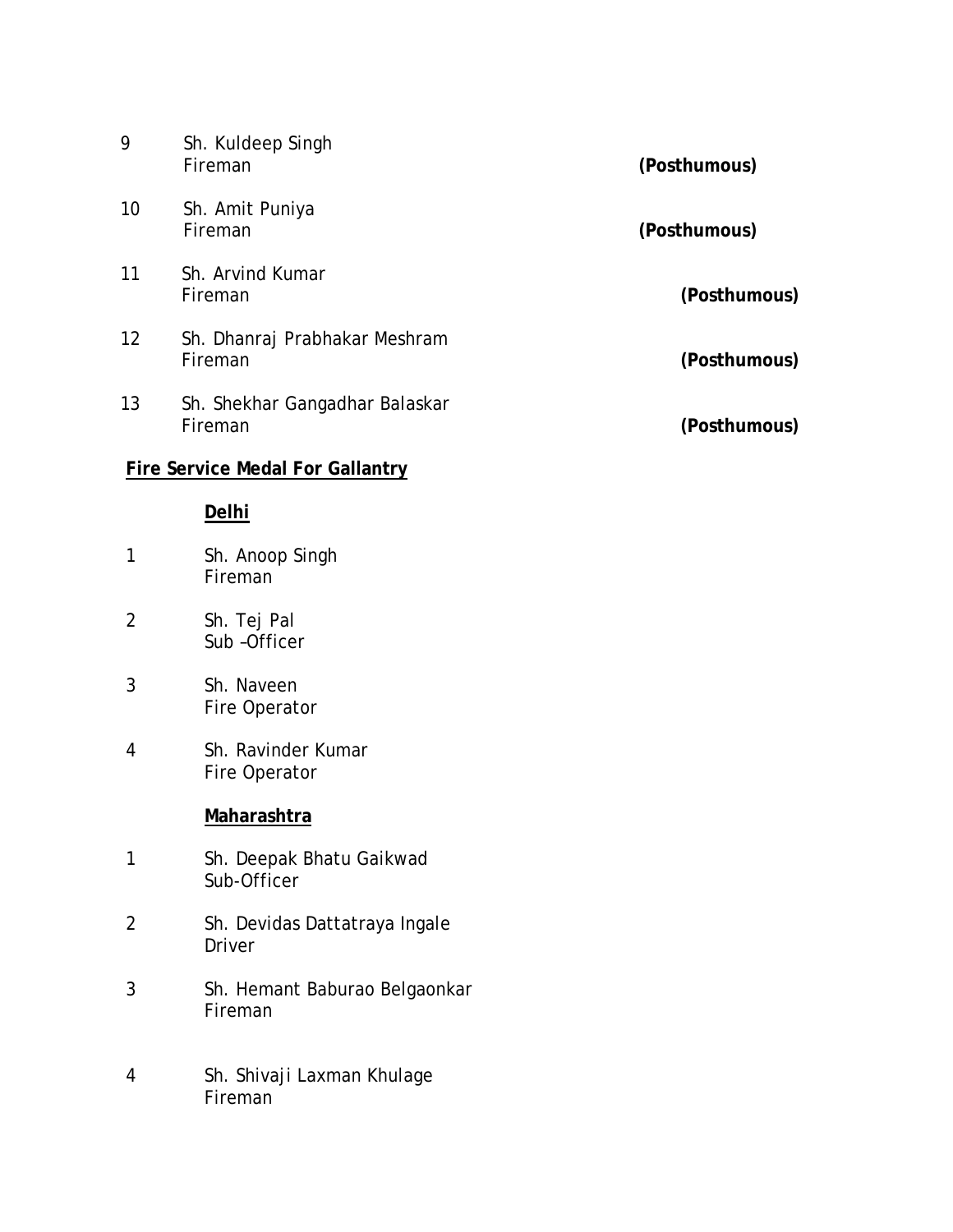9 Sh. Kuldeep Singh
Fireman **(Posthumous)**

10 Sh. Amit Puniya
Fireman **(Posthumous)**

11 Sh. Arvind Kumar
Fireman **(Posthumous)**

12 Sh. Dhanraj Prabhakar Meshram
Fireman **(Posthumous)**

13 Sh. Shekhar Gangadhar Balaskar
Fireman **(Posthumous)**

## Fire Service Medal For Gallantry

### Delhi

1 Sh. Anoop Singh
Fireman

2 Sh. Tej Pal
Sub –Officer

3 Sh. Naveen
Fire Operator

4 Sh. Ravinder Kumar
Fire Operator

### Maharashtra

1 Sh. Deepak Bhatu Gaikwad
Sub-Officer

2 Sh. Devidas Dattatraya Ingale
Driver

3 Sh. Hemant Baburao Belgaonkar
Fireman

4 Sh. Shivaji Laxman Khulage
Fireman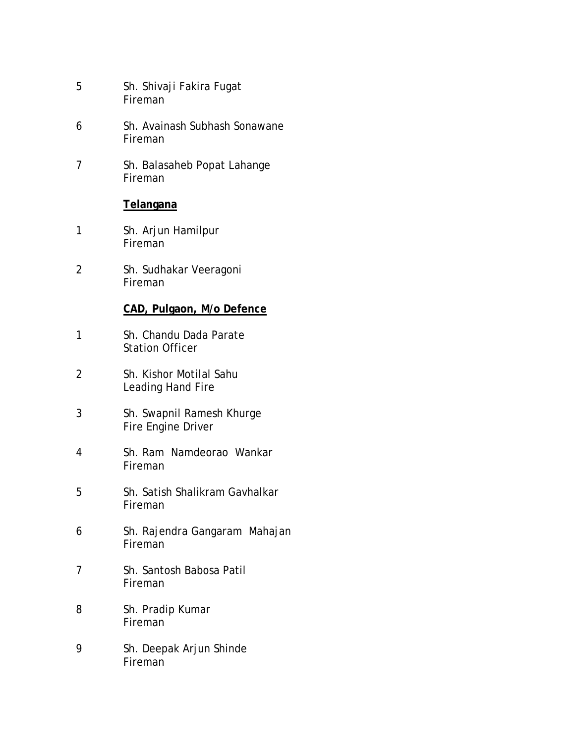5 Sh. Shivaji Fakira Fugat
Fireman

6 Sh. Avainash Subhash Sonawane
Fireman

7 Sh. Balasaheb Popat Lahange
Fireman

**Telangana**

1 Sh. Arjun Hamilpur
Fireman

2 Sh. Sudhakar Veeragoni
Fireman

**CAD, Pulgaon, M/o Defence**

1 Sh. Chandu Dada Parate
Station Officer

2 Sh. Kishor Motilal Sahu
Leading Hand Fire

3 Sh. Swapnil Ramesh Khurge
Fire Engine Driver

4 Sh. Ram Namdeorao Wankar
Fireman

5 Sh. Satish Shalikram Gavhalkar
Fireman

6 Sh. Rajendra Gangaram Mahajan
Fireman

7 Sh. Santosh Babosa Patil
Fireman

8 Sh. Pradip Kumar
Fireman

9 Sh. Deepak Arjun Shinde
Fireman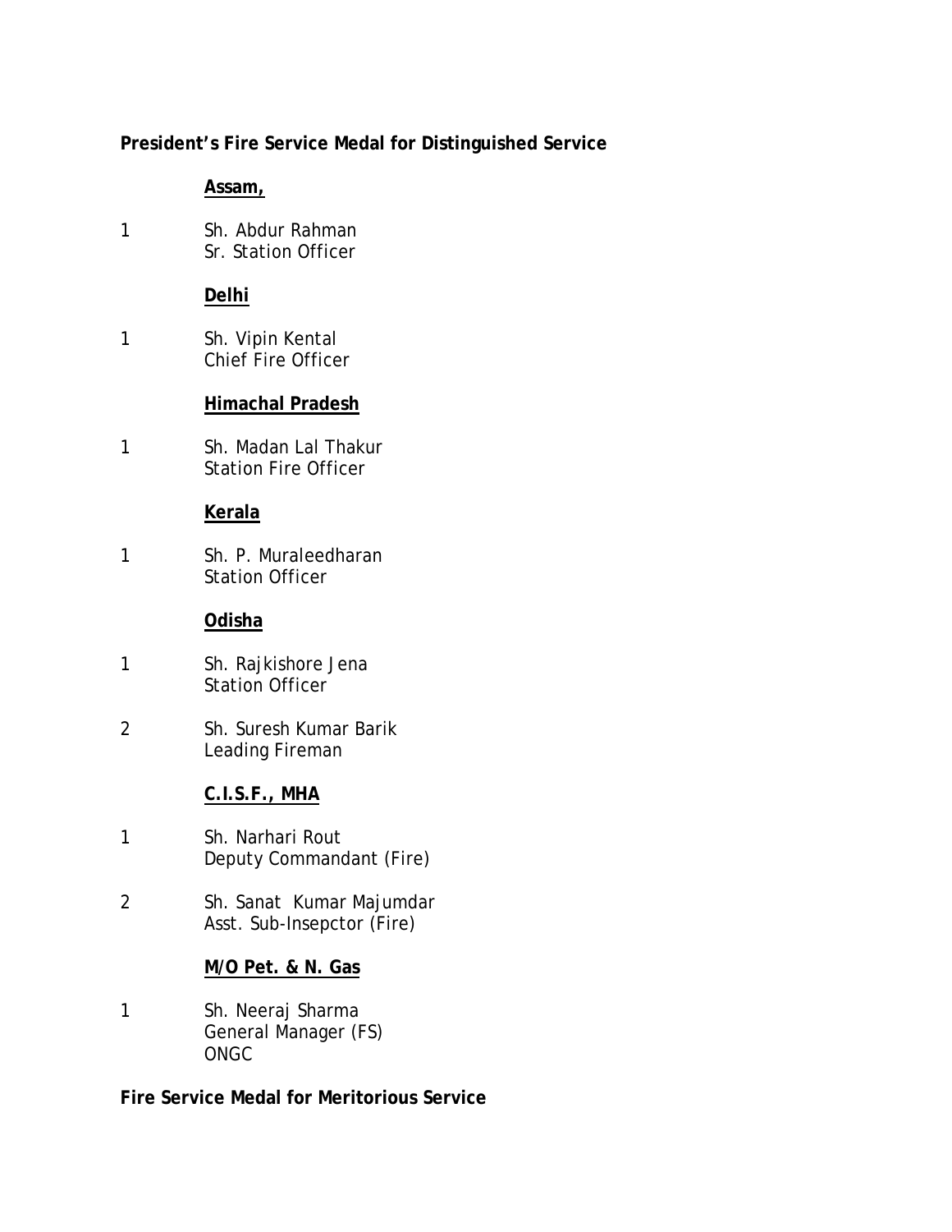**President's Fire Service Medal for Distinguished Service**

**Assam,**

1 Sh. Abdur Rahman
Sr. Station Officer

**Delhi**

1 Sh. Vipin Kental
Chief Fire Officer

**Himachal Pradesh**

1 Sh. Madan Lal Thakur
Station Fire Officer

**Kerala**

1 Sh. P. Muraleedharan
Station Officer

**Odisha**

1 Sh. Rajkishore Jena
Station Officer

2 Sh. Suresh Kumar Barik
Leading Fireman

**C.I.S.F., MHA**

1 Sh. Narhari Rout
Deputy Commandant (Fire)

2 Sh. Sanat Kumar Majumdar
Asst. Sub-Insepctor (Fire)

**M/O Pet. & N. Gas**

1 Sh. Neeraj Sharma
General Manager (FS)
ONGC

**Fire Service Medal for Meritorious Service**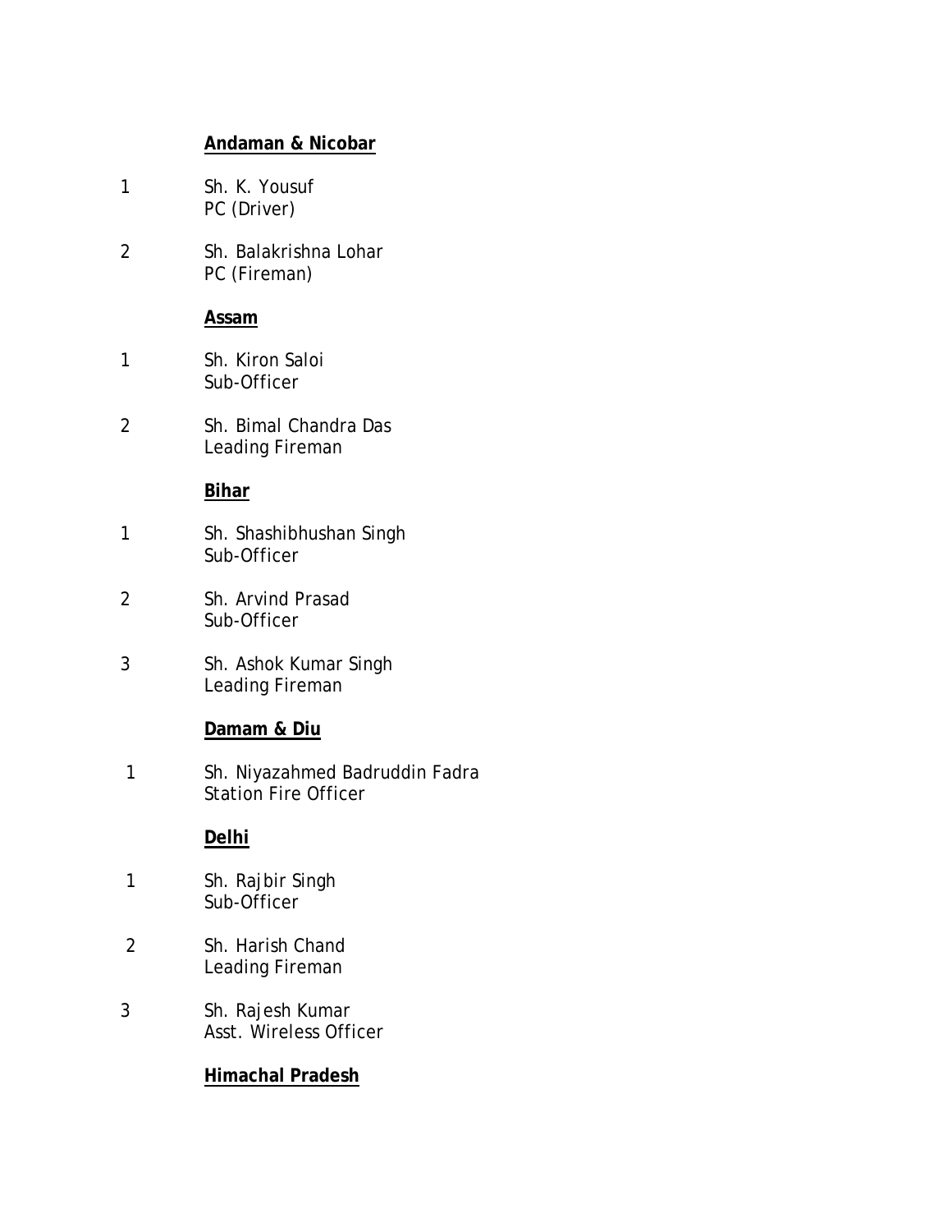**Andaman & Nicobar**

1 Sh. K. Yousuf  
PC (Driver)

2 Sh. Balakrishna Lohar  
PC (Fireman)

**Assam**

1 Sh. Kiron Saloi  
Sub-Officer

2 Sh. Bimal Chandra Das  
Leading Fireman

**Bihar**

1 Sh. Shashibhushan Singh  
Sub-Officer

2 Sh. Arvind Prasad  
Sub-Officer

3 Sh. Ashok Kumar Singh  
Leading Fireman

**Damam & Diu**

1 Sh. Niyazahmed Badruddin Fadra  
Station Fire Officer

**Delhi**

1 Sh. Rajbir Singh  
Sub-Officer

2 Sh. Harish Chand  
Leading Fireman

3 Sh. Rajesh Kumar  
Asst. Wireless Officer

**Himachal Pradesh**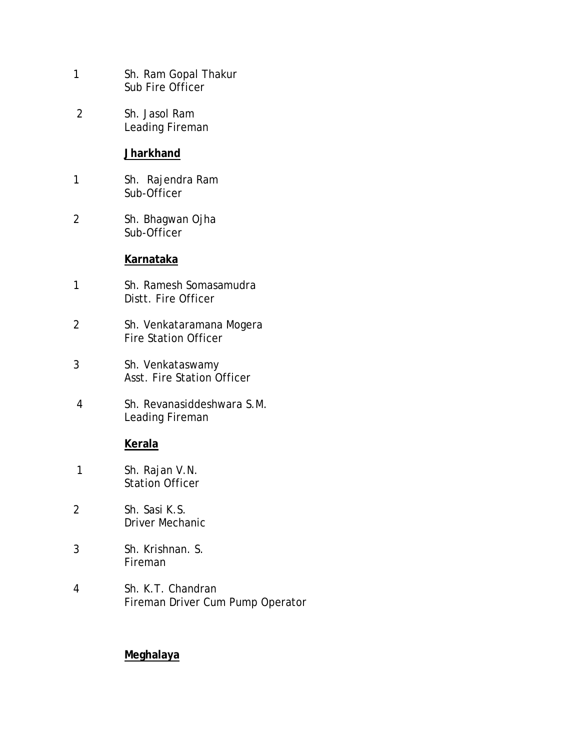1 Sh. Ram Gopal Thakur
Sub Fire Officer

2 Sh. Jasol Ram
Leading Fireman

**Jharkhand**

1 Sh. Rajendra Ram
Sub-Officer

2 Sh. Bhagwan Ojha
Sub-Officer

**Karnataka**

1 Sh. Ramesh Somasamudra
Distt. Fire Officer

2 Sh. Venkataramana Mogera
Fire Station Officer

3 Sh. Venkataswamy
Asst. Fire Station Officer

4 Sh. Revanasiddeshwara S.M.
Leading Fireman

**Kerala**

1 Sh. Rajan V.N.
Station Officer

2 Sh. Sasi K.S.
Driver Mechanic

3 Sh. Krishnan. S.
Fireman

4 Sh. K.T. Chandran
Fireman Driver Cum Pump Operator

**Meghalaya**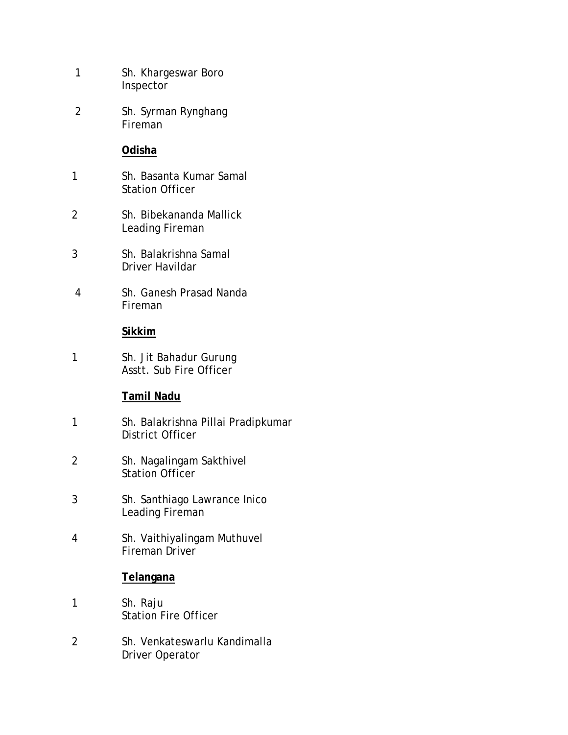| | |
|---|---|
| 1 | Sh. Khargeswar Boro<br>Inspector |
| 2 | Sh. Syrman Rynghang<br>Fireman |

**Odisha**

| | |
|---|---|
| 1 | Sh. Basanta Kumar Samal<br>Station Officer |
| 2 | Sh. Bibekananda Mallick<br>Leading Fireman |
| 3 | Sh. Balakrishna Samal<br>Driver Havildar |
| 4 | Sh. Ganesh Prasad Nanda<br>Fireman |

**Sikkim**

| | |
|---|---|
| 1 | Sh. Jit Bahadur Gurung<br>Asstt. Sub Fire Officer |

**Tamil Nadu**

| | |
|---|---|
| 1 | Sh. Balakrishna Pillai Pradipkumar<br>District Officer |
| 2 | Sh. Nagalingam Sakthivel<br>Station Officer |
| 3 | Sh. Santhiago Lawrance Inico<br>Leading Fireman |
| 4 | Sh. Vaithiyalingam Muthuvel<br>Fireman Driver |

**Telangana**

| | |
|---|---|
| 1 | Sh. Raju<br>Station Fire Officer |
| 2 | Sh. Venkateswarlu Kandimalla<br>Driver Operator |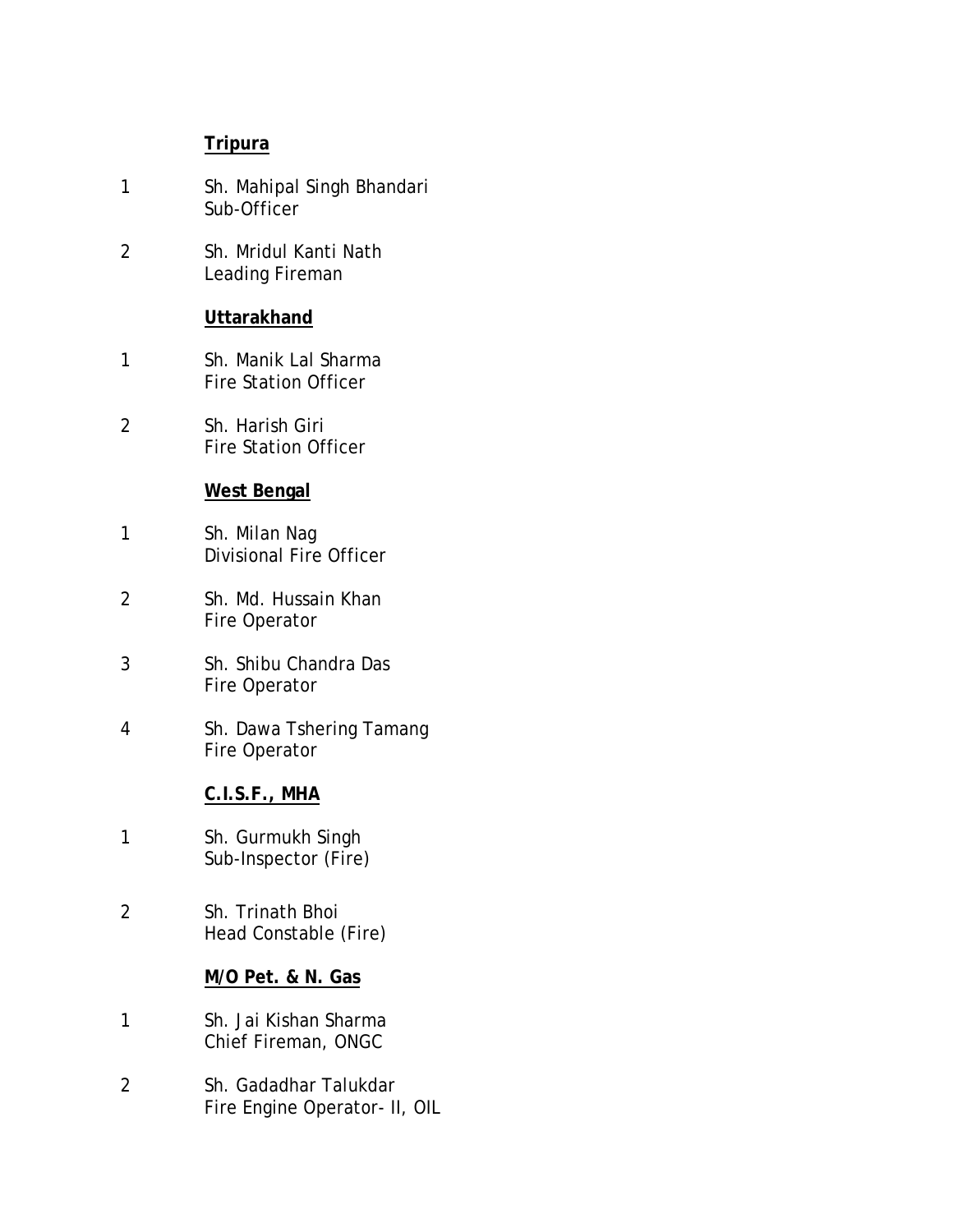**Tripura**

1 Sh. Mahipal Singh Bhandari
Sub-Officer

2 Sh. Mridul Kanti Nath
Leading Fireman

**Uttarakhand**

1 Sh. Manik Lal Sharma
Fire Station Officer

2 Sh. Harish Giri
Fire Station Officer

**West Bengal**

1 Sh. Milan Nag
Divisional Fire Officer

2 Sh. Md. Hussain Khan
Fire Operator

3 Sh. Shibu Chandra Das
Fire Operator

4 Sh. Dawa Tshering Tamang
Fire Operator

**C.I.S.F., MHA**

1 Sh. Gurmukh Singh
Sub-Inspector (Fire)

2 Sh. Trinath Bhoi
Head Constable (Fire)

**M/O Pet. & N. Gas**

1 Sh. Jai Kishan Sharma
Chief Fireman, ONGC

2 Sh. Gadadhar Talukdar
Fire Engine Operator- II, OIL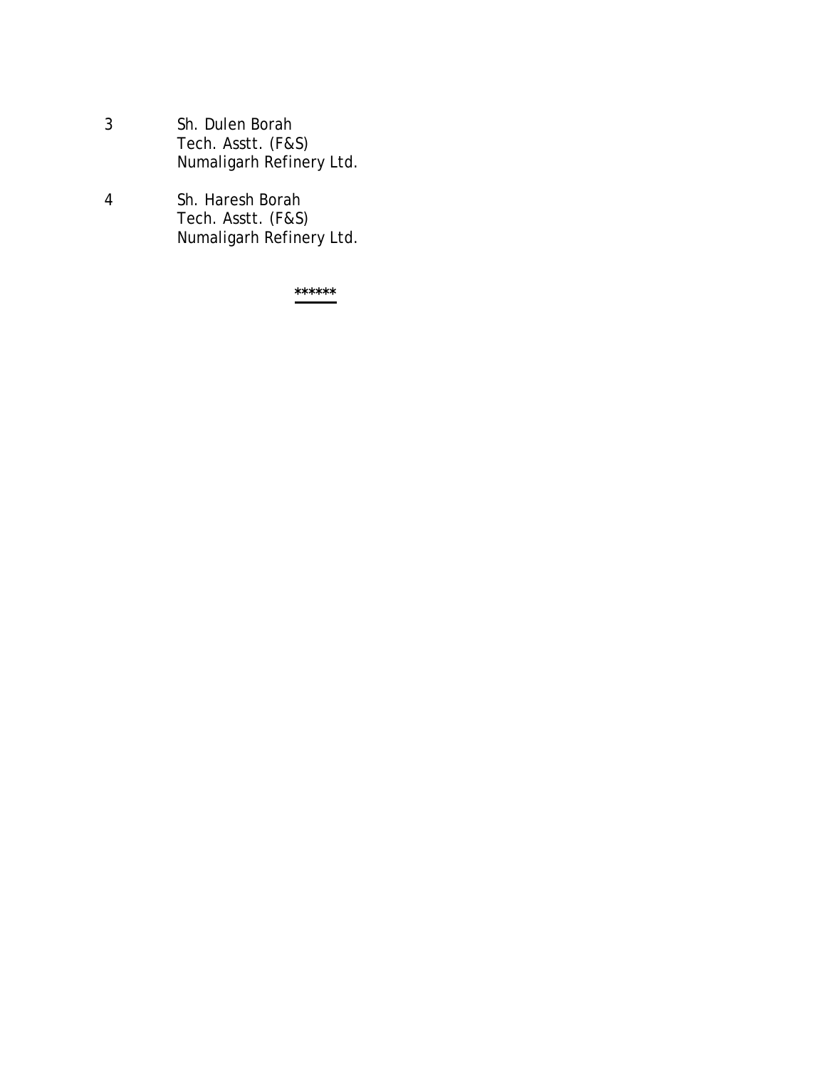3 Sh. Dulen Borah
Tech. Asstt. (F&S)
Numaligarh Refinery Ltd.

4 Sh. Haresh Borah
Tech. Asstt. (F&S)
Numaligarh Refinery Ltd.

******